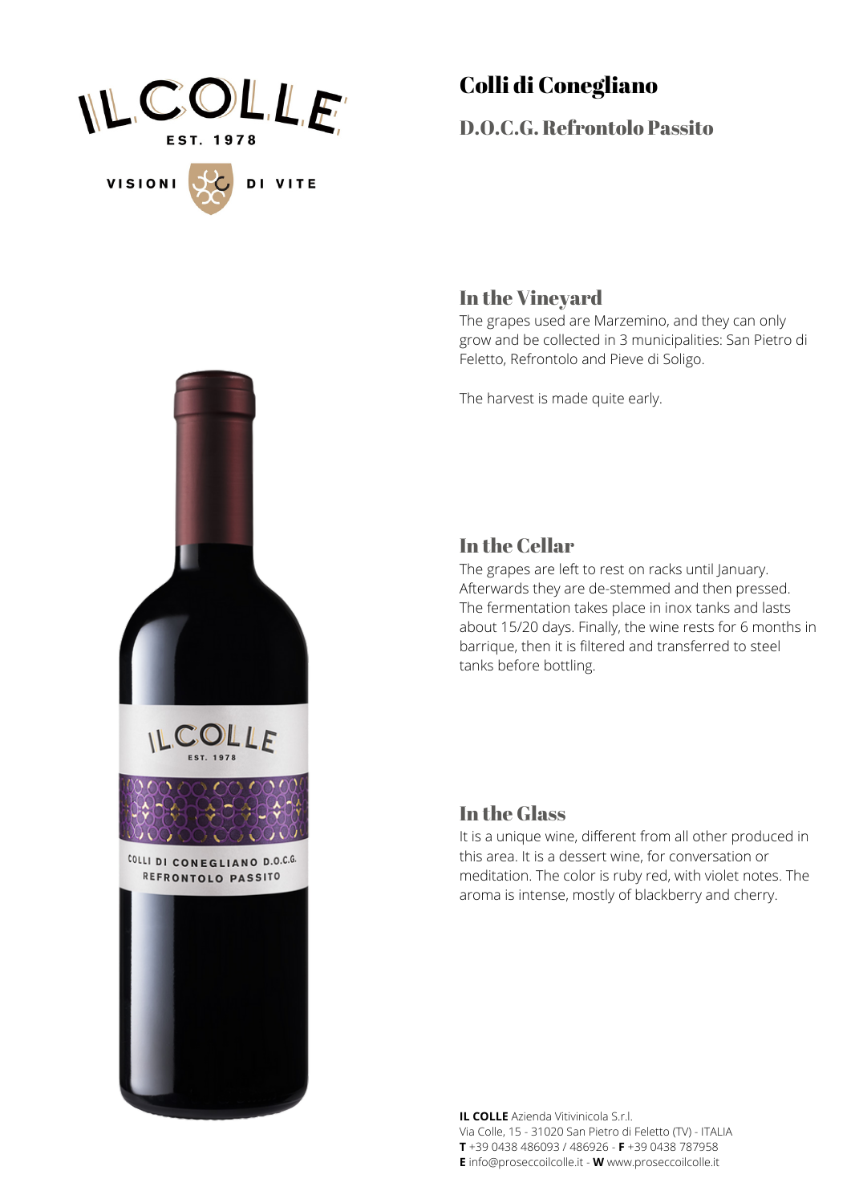# Colli di Conegliano

## D.O.C.G. Refrontolo Passito

### In the Vineyard

The grapes used are Marzemino, and they can only grow and be collected in 3 municipalities: San Pietro di Feletto, Refrontolo and Pieve di Soligo.

The harvest is made quite early.

### In the Cellar

The grapes are left to rest on racks until January. Afterwards they are de-stemmed and then pressed. The fermentation takes place in inox tanks and lasts about 15/20 days. Finally, the wine rests for 6 months in barrique, then it is filtered and transferred to steel tanks before bottling.

### In the Glass

It is a unique wine, different from all other produced in this area. It is a dessert wine, for conversation or meditation. The color is ruby red, with violet notes. The aroma is intense, mostly of blackberry and cherry.

**IL COLLE** Azienda Vitivinicola S.r.l.
Via Colle, 15 - 31020 San Pietro di Feletto (TV) - ITALIA
**T** +39 0438 486093 / 486926 - **F** +39 0438 787958
**E** info@proseccoilcolle.it - **W** www.proseccoilcolle.it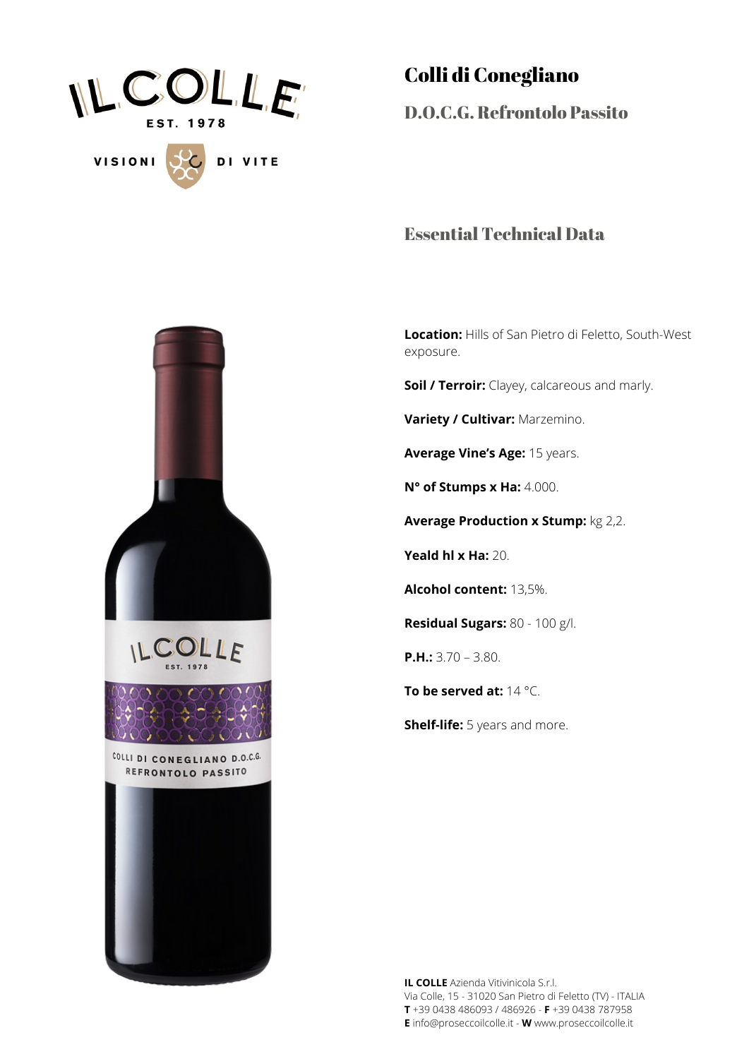IL COLLE
EST. 1978
VISIONI DI VITE

# Colli di Conegliano

## D.O.C.G. Refrontolo Passito

## Essential Technical Data

**Location:** Hills of San Pietro di Feletto, South-West exposure.

**Soil / Terroir:** Clayey, calcareous and marly.

**Variety / Cultivar:** Marzemino.

**Average Vine's Age:** 15 years.

**N° of Stumps x Ha:** 4.000.

**Average Production x Stump:** kg 2,2.

**Yeald hl x Ha:** 20.

**Alcohol content:** 13,5%.

**Residual Sugars:** 80 - 100 g/l.

**P.H.:** 3.70 – 3.80.

**To be served at:** 14 °C.

**Shelf-life:** 5 years and more.

**IL COLLE** Azienda Vitivinicola S.r.l.
Via Colle, 15 - 31020 San Pietro di Feletto (TV) - ITALIA
**T** +39 0438 486093 / 486926 - **F** +39 0438 787958
**E** info@proseccoilcolle.it - **W** www.proseccoilcolle.it